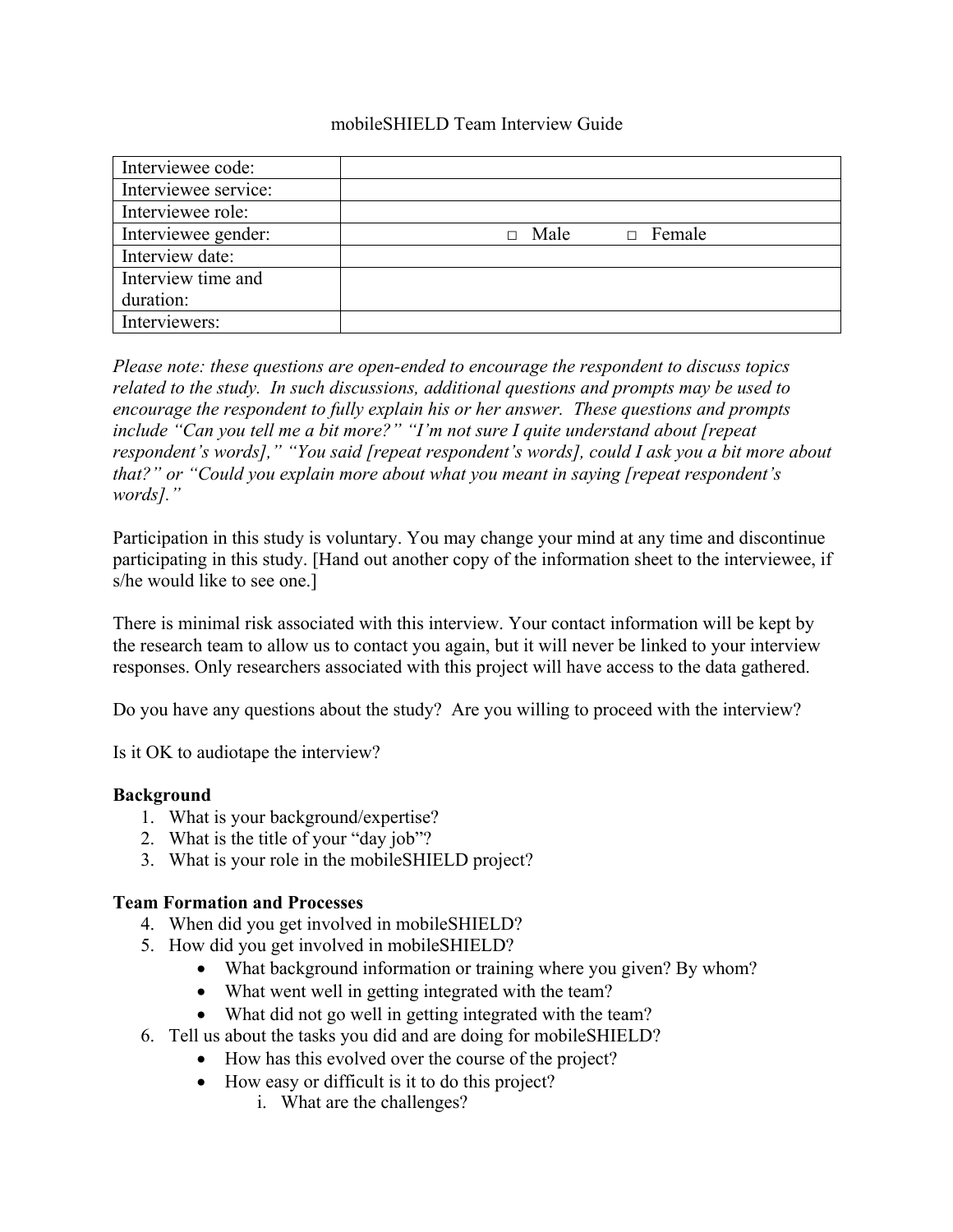# mobileSHIELD Team Interview Guide

| Interviewee code: | |
|---|---|
| Interviewee service: | |
| Interviewee role: | |
| Interviewee gender: | □ Male □ Female |
| Interview date: | |
| Interview time and duration: | |
| Interviewers: | |

*Please note: these questions are open-ended to encourage the respondent to discuss topics related to the study. In such discussions, additional questions and prompts may be used to encourage the respondent to fully explain his or her answer. These questions and prompts include "Can you tell me a bit more?" "I'm not sure I quite understand about [repeat respondent's words]," "You said [repeat respondent's words], could I ask you a bit more about that?" or "Could you explain more about what you meant in saying [repeat respondent's words]."*

Participation in this study is voluntary. You may change your mind at any time and discontinue participating in this study. [Hand out another copy of the information sheet to the interviewee, if s/he would like to see one.]

There is minimal risk associated with this interview. Your contact information will be kept by the research team to allow us to contact you again, but it will never be linked to your interview responses. Only researchers associated with this project will have access to the data gathered.

Do you have any questions about the study? Are you willing to proceed with the interview?

Is it OK to audiotape the interview?

**Background**

1. What is your background/expertise?
2. What is the title of your "day job"?
3. What is your role in the mobileSHIELD project?

**Team Formation and Processes**

4. When did you get involved in mobileSHIELD?
5. How did you get involved in mobileSHIELD?
   - What background information or training where you given? By whom?
   - What went well in getting integrated with the team?
   - What did not go well in getting integrated with the team?
6. Tell us about the tasks you did and are doing for mobileSHIELD?
   - How has this evolved over the course of the project?
   - How easy or difficult is it to do this project?
     i. What are the challenges?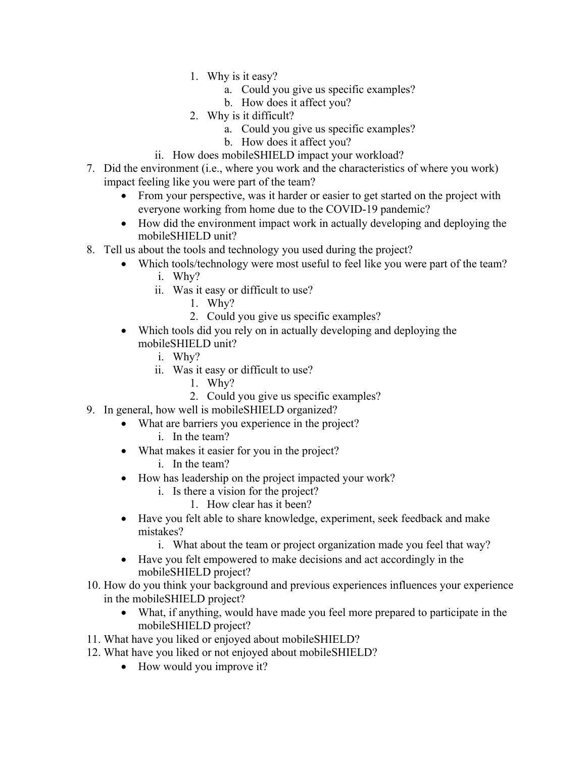1. Why is it easy?
                a. Could you give us specific examples?
                b. How does it affect you?
            2. Why is it difficult?
                a. Could you give us specific examples?
                b. How does it affect you?
        ii. How does mobileSHIELD impact your workload?

7. Did the environment (i.e., where you work and the characteristics of where you work) impact feeling like you were part of the team?
    - From your perspective, was it harder or easier to get started on the project with everyone working from home due to the COVID-19 pandemic?
    - How did the environment impact work in actually developing and deploying the mobileSHIELD unit?
8. Tell us about the tools and technology you used during the project?
    - Which tools/technology were most useful to feel like you were part of the team?
        i. Why?
        ii. Was it easy or difficult to use?
            1. Why?
            2. Could you give us specific examples?
    - Which tools did you rely on in actually developing and deploying the mobileSHIELD unit?
        i. Why?
        ii. Was it easy or difficult to use?
            1. Why?
            2. Could you give us specific examples?
9. In general, how well is mobileSHIELD organized?
    - What are barriers you experience in the project?
        i. In the team?
    - What makes it easier for you in the project?
        i. In the team?
    - How has leadership on the project impacted your work?
        i. Is there a vision for the project?
            1. How clear has it been?
    - Have you felt able to share knowledge, experiment, seek feedback and make mistakes?
        i. What about the team or project organization made you feel that way?
    - Have you felt empowered to make decisions and act accordingly in the mobileSHIELD project?
10. How do you think your background and previous experiences influences your experience in the mobileSHIELD project?
    - What, if anything, would have made you feel more prepared to participate in the mobileSHIELD project?
11. What have you liked or enjoyed about mobileSHIELD?
12. What have you liked or not enjoyed about mobileSHIELD?
    - How would you improve it?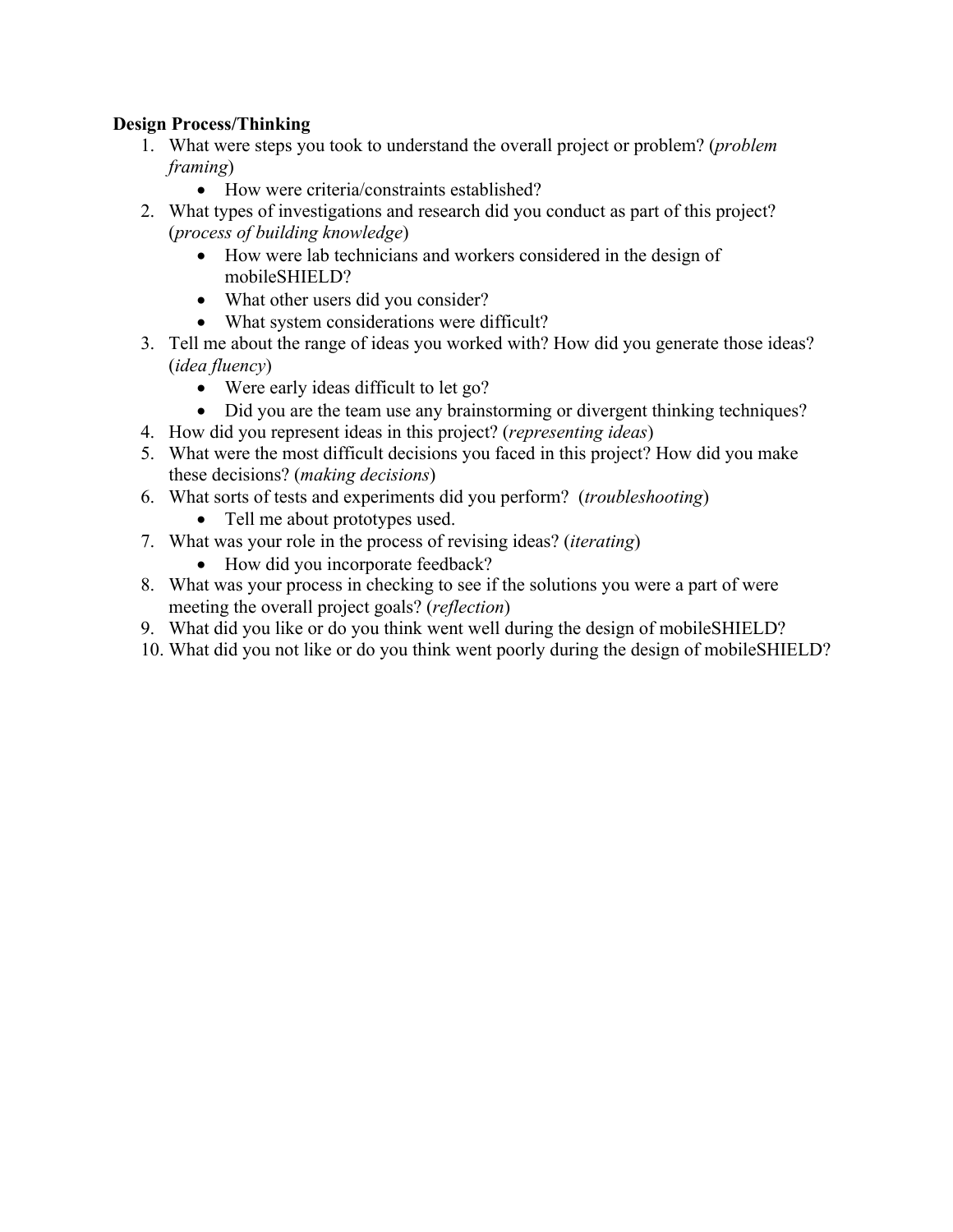**Design Process/Thinking**

1. What were steps you took to understand the overall project or problem? (*problem framing*)
   - How were criteria/constraints established?
2. What types of investigations and research did you conduct as part of this project? (*process of building knowledge*)
   - How were lab technicians and workers considered in the design of mobileSHIELD?
   - What other users did you consider?
   - What system considerations were difficult?
3. Tell me about the range of ideas you worked with? How did you generate those ideas? (*idea fluency*)
   - Were early ideas difficult to let go?
   - Did you are the team use any brainstorming or divergent thinking techniques?
4. How did you represent ideas in this project? (*representing ideas*)
5. What were the most difficult decisions you faced in this project? How did you make these decisions? (*making decisions*)
6. What sorts of tests and experiments did you perform? (*troubleshooting*)
   - Tell me about prototypes used.
7. What was your role in the process of revising ideas? (*iterating*)
   - How did you incorporate feedback?
8. What was your process in checking to see if the solutions you were a part of were meeting the overall project goals? (*reflection*)
9. What did you like or do you think went well during the design of mobileSHIELD?
10. What did you not like or do you think went poorly during the design of mobileSHIELD?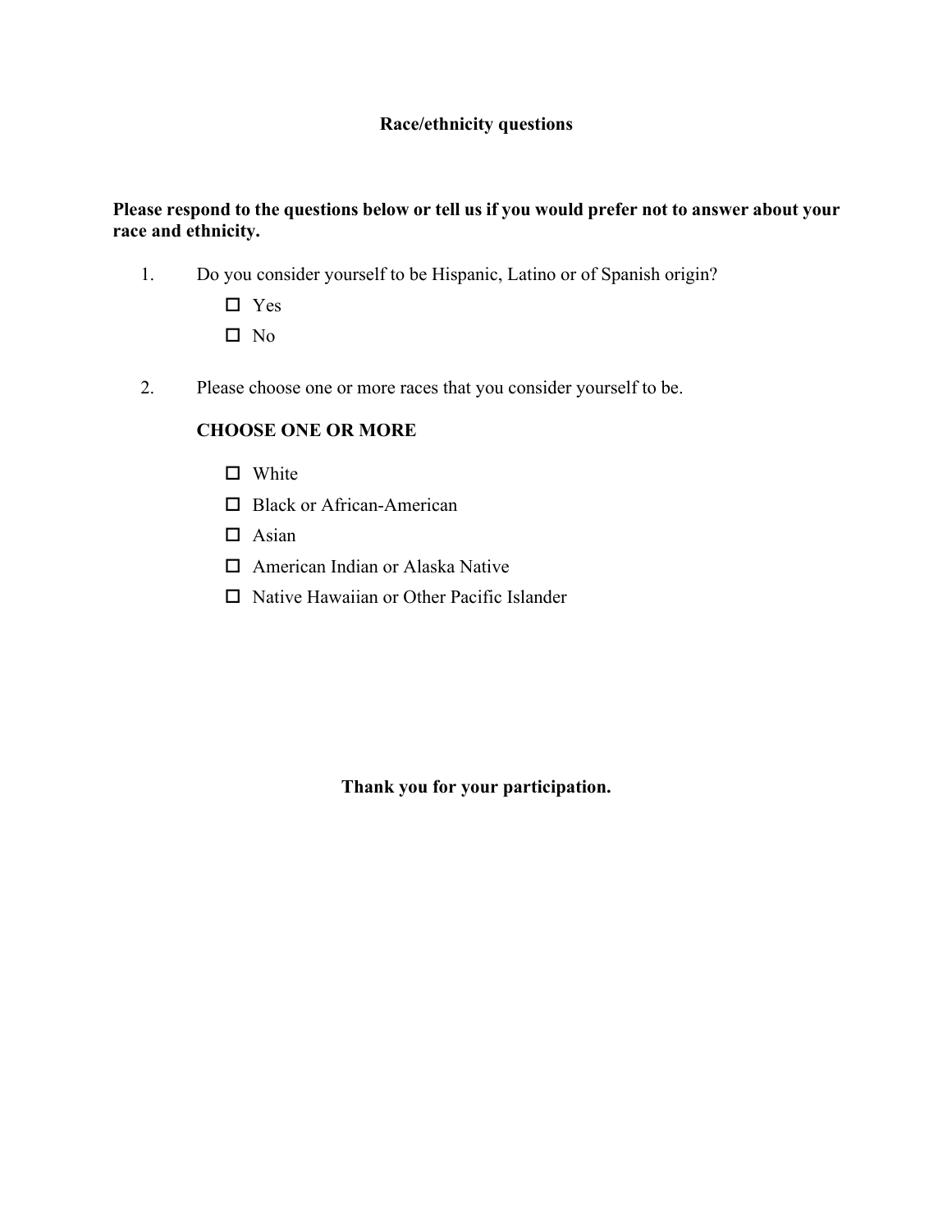**Race/ethnicity questions**

**Please respond to the questions below or tell us if you would prefer not to answer about your race and ethnicity.**

1. Do you consider yourself to be Hispanic, Latino or of Spanish origin?
   - ☐ Yes
   - ☐ No

2. Please choose one or more races that you consider yourself to be.

   **CHOOSE ONE OR MORE**

   - ☐ White
   - ☐ Black or African-American
   - ☐ Asian
   - ☐ American Indian or Alaska Native
   - ☐ Native Hawaiian or Other Pacific Islander

**Thank you for your participation.**